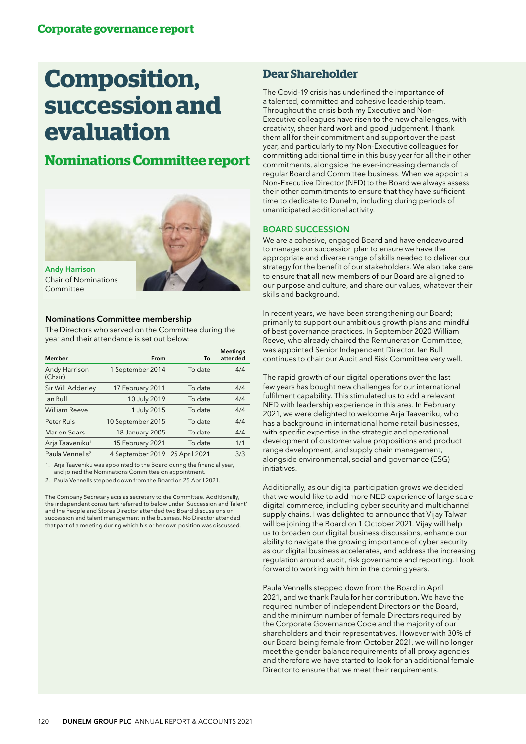# Composition, succession and evaluation

## Nominations Committee report

Andy Harrison
Chair of Nominations Committee

### Nominations Committee membership

The Directors who served on the Committee during the year and their attendance is set out below:

| Member | From | To | Meetings attended |
|---|---|---|---|
| Andy Harrison (Chair) | 1 September 2014 | To date | 4/4 |
| Sir Will Adderley | 17 February 2011 | To date | 4/4 |
| Ian Bull | 10 July 2019 | To date | 4/4 |
| William Reeve | 1 July 2015 | To date | 4/4 |
| Peter Ruis | 10 September 2015 | To date | 4/4 |
| Marion Sears | 18 January 2005 | To date | 4/4 |
| Arja Taaveniku[1] | 15 February 2021 | To date | 1/1 |
| Paula Vennells[2] | 4 September 2019 | 25 April 2021 | 3/3 |

1. Arja Taaveniku was appointed to the Board during the financial year, and joined the Nominations Committee on appointment.
2. Paula Vennells stepped down from the Board on 25 April 2021.

The Company Secretary acts as secretary to the Committee. Additionally, the independent consultant referred to below under 'Succession and Talent' and the People and Stores Director attended two Board discussions on succession and talent management in the business. No Director attended that part of a meeting during which his or her own position was discussed.

## Dear Shareholder

The Covid-19 crisis has underlined the importance of a talented, committed and cohesive leadership team. Throughout the crisis both my Executive and Non-Executive colleagues have risen to the new challenges, with creativity, sheer hard work and good judgement. I thank them all for their commitment and support over the past year, and particularly to my Non-Executive colleagues for committing additional time in this busy year for all their other commitments, alongside the ever-increasing demands of regular Board and Committee business. When we appoint a Non-Executive Director (NED) to the Board we always assess their other commitments to ensure that they have sufficient time to dedicate to Dunelm, including during periods of unanticipated additional activity.

### BOARD SUCCESSION

We are a cohesive, engaged Board and have endeavoured to manage our succession plan to ensure we have the appropriate and diverse range of skills needed to deliver our strategy for the benefit of our stakeholders. We also take care to ensure that all new members of our Board are aligned to our purpose and culture, and share our values, whatever their skills and background.

In recent years, we have been strengthening our Board; primarily to support our ambitious growth plans and mindful of best governance practices. In September 2020 William Reeve, who already chaired the Remuneration Committee, was appointed Senior Independent Director. Ian Bull continues to chair our Audit and Risk Committee very well.

The rapid growth of our digital operations over the last few years has bought new challenges for our international fulfilment capability. This stimulated us to add a relevant NED with leadership experience in this area. In February 2021, we were delighted to welcome Arja Taaveniku, who has a background in international home retail businesses, with specific expertise in the strategic and operational development of customer value propositions and product range development, and supply chain management, alongside environmental, social and governance (ESG) initiatives.

Additionally, as our digital participation grows we decided that we would like to add more NED experience of large scale digital commerce, including cyber security and multichannel supply chains. I was delighted to announce that Vijay Talwar will be joining the Board on 1 October 2021. Vijay will help us to broaden our digital business discussions, enhance our ability to navigate the growing importance of cyber security as our digital business accelerates, and address the increasing regulation around audit, risk governance and reporting. I look forward to working with him in the coming years.

Paula Vennells stepped down from the Board in April 2021, and we thank Paula for her contribution. We have the required number of independent Directors on the Board, and the minimum number of female Directors required by the Corporate Governance Code and the majority of our shareholders and their representatives. However with 30% of our Board being female from October 2021, we will no longer meet the gender balance requirements of all proxy agencies and therefore we have started to look for an additional female Director to ensure that we meet their requirements.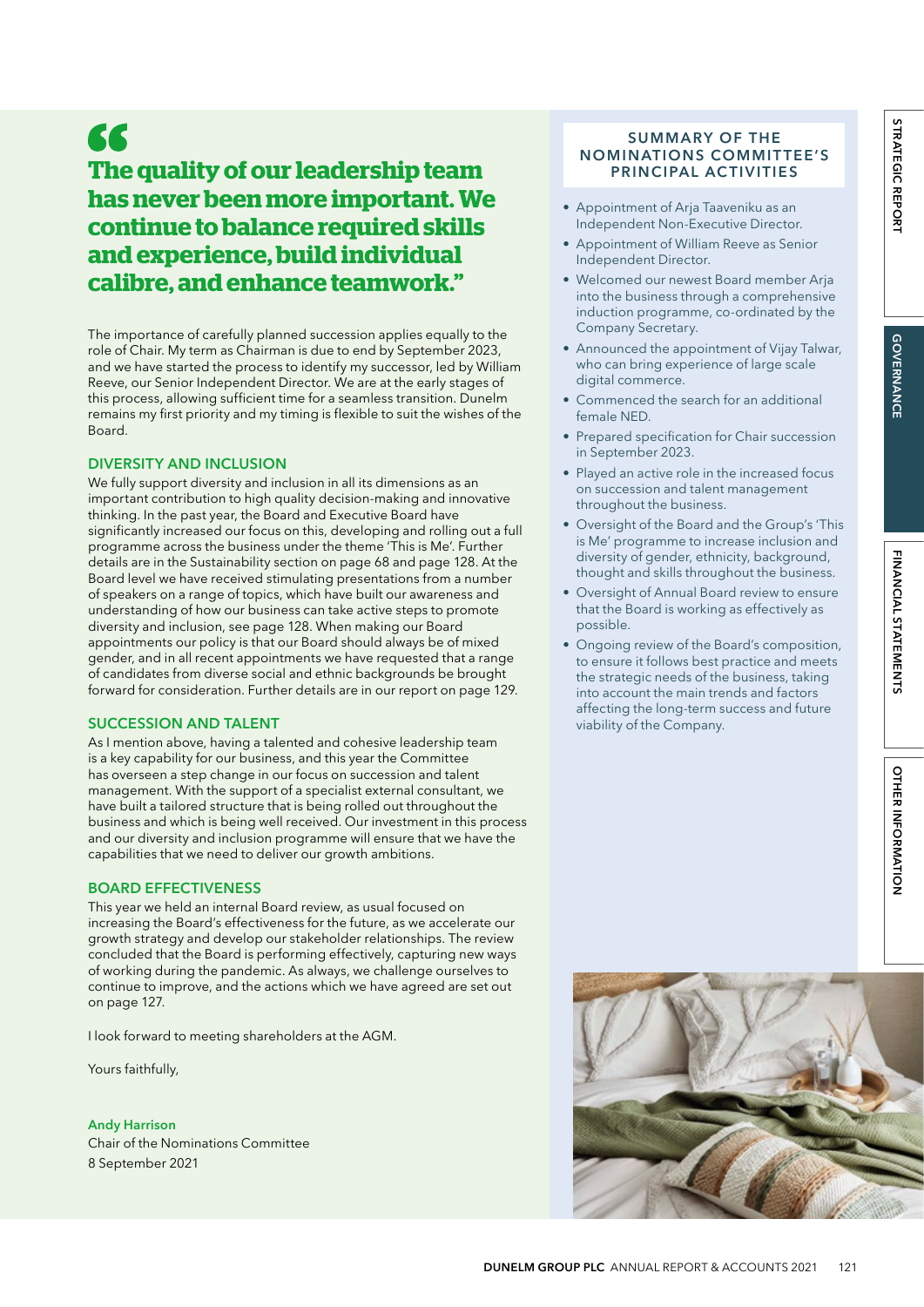> **The quality of our leadership team has never been more important. We continue to balance required skills and experience, build individual calibre, and enhance teamwork.”**

The importance of carefully planned succession applies equally to the role of Chair. My term as Chairman is due to end by September 2023, and we have started the process to identify my successor, led by William Reeve, our Senior Independent Director. We are at the early stages of this process, allowing sufficient time for a seamless transition. Dunelm remains my first priority and my timing is flexible to suit the wishes of the Board.

## DIVERSITY AND INCLUSION

We fully support diversity and inclusion in all its dimensions as an important contribution to high quality decision-making and innovative thinking. In the past year, the Board and Executive Board have significantly increased our focus on this, developing and rolling out a full programme across the business under the theme 'This is Me'. Further details are in the Sustainability section on page 68 and page 128. At the Board level we have received stimulating presentations from a number of speakers on a range of topics, which have built our awareness and understanding of how our business can take active steps to promote diversity and inclusion, see page 128. When making our Board appointments our policy is that our Board should always be of mixed gender, and in all recent appointments we have requested that a range of candidates from diverse social and ethnic backgrounds be brought forward for consideration. Further details are in our report on page 129.

## SUCCESSION AND TALENT

As I mention above, having a talented and cohesive leadership team is a key capability for our business, and this year the Committee has overseen a step change in our focus on succession and talent management. With the support of a specialist external consultant, we have built a tailored structure that is being rolled out throughout the business and which is being well received. Our investment in this process and our diversity and inclusion programme will ensure that we have the capabilities that we need to deliver our growth ambitions.

## BOARD EFFECTIVENESS

This year we held an internal Board review, as usual focused on increasing the Board's effectiveness for the future, as we accelerate our growth strategy and develop our stakeholder relationships. The review concluded that the Board is performing effectively, capturing new ways of working during the pandemic. As always, we challenge ourselves to continue to improve, and the actions which we have agreed are set out on page 127.

I look forward to meeting shareholders at the AGM.

Yours faithfully,

**Andy Harrison**
Chair of the Nominations Committee
8 September 2021

## SUMMARY OF THE NOMINATIONS COMMITTEE'S PRINCIPAL ACTIVITIES

- Appointment of Arja Taaveniku as an Independent Non-Executive Director.
- Appointment of William Reeve as Senior Independent Director.
- Welcomed our newest Board member Arja into the business through a comprehensive induction programme, co-ordinated by the Company Secretary.
- Announced the appointment of Vijay Talwar, who can bring experience of large scale digital commerce.
- Commenced the search for an additional female NED.
- Prepared specification for Chair succession in September 2023.
- Played an active role in the increased focus on succession and talent management throughout the business.
- Oversight of the Board and the Group's 'This is Me' programme to increase inclusion and diversity of gender, ethnicity, background, thought and skills throughout the business.
- Oversight of Annual Board review to ensure that the Board is working as effectively as possible.
- Ongoing review of the Board's composition, to ensure it follows best practice and meets the strategic needs of the business, taking into account the main trends and factors affecting the long-term success and future viability of the Company.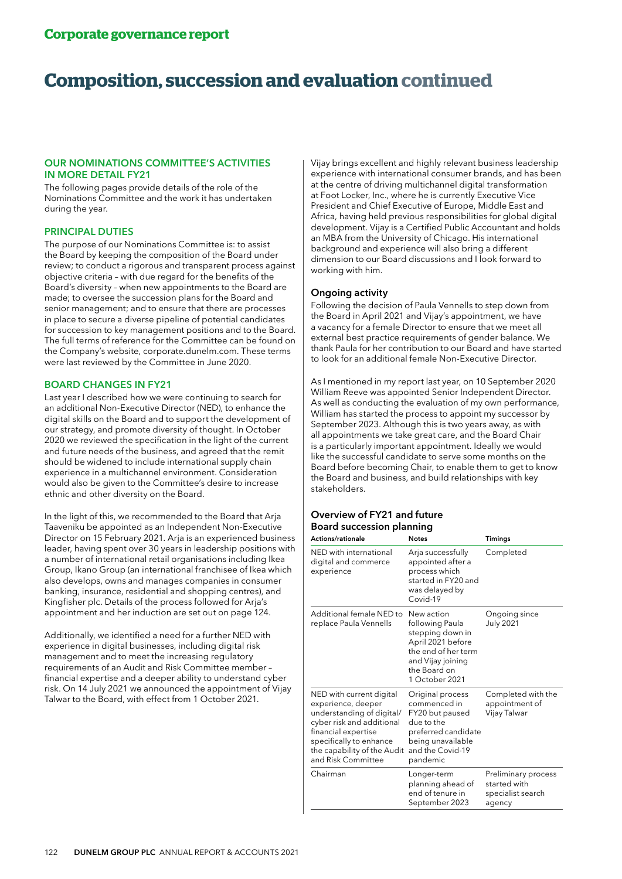# Corporate governance report

# Composition, succession and evaluation continued

### OUR NOMINATIONS COMMITTEE'S ACTIVITIES IN MORE DETAIL FY21

The following pages provide details of the role of the Nominations Committee and the work it has undertaken during the year.

### PRINCIPAL DUTIES

The purpose of our Nominations Committee is: to assist the Board by keeping the composition of the Board under review; to conduct a rigorous and transparent process against objective criteria – with due regard for the benefits of the Board's diversity – when new appointments to the Board are made; to oversee the succession plans for the Board and senior management; and to ensure that there are processes in place to secure a diverse pipeline of potential candidates for succession to key management positions and to the Board. The full terms of reference for the Committee can be found on the Company's website, corporate.dunelm.com. These terms were last reviewed by the Committee in June 2020.

### BOARD CHANGES IN FY21

Last year I described how we were continuing to search for an additional Non-Executive Director (NED), to enhance the digital skills on the Board and to support the development of our strategy, and promote diversity of thought. In October 2020 we reviewed the specification in the light of the current and future needs of the business, and agreed that the remit should be widened to include international supply chain experience in a multichannel environment. Consideration would also be given to the Committee's desire to increase ethnic and other diversity on the Board.

In the light of this, we recommended to the Board that Arja Taaveniku be appointed as an Independent Non-Executive Director on 15 February 2021. Arja is an experienced business leader, having spent over 30 years in leadership positions with a number of international retail organisations including Ikea Group, Ikano Group (an international franchisee of Ikea which also develops, owns and manages companies in consumer banking, insurance, residential and shopping centres), and Kingfisher plc. Details of the process followed for Arja's appointment and her induction are set out on page 124.

Additionally, we identified a need for a further NED with experience in digital businesses, including digital risk management and to meet the increasing regulatory requirements of an Audit and Risk Committee member – financial expertise and a deeper ability to understand cyber risk. On 14 July 2021 we announced the appointment of Vijay Talwar to the Board, with effect from 1 October 2021.

Vijay brings excellent and highly relevant business leadership experience with international consumer brands, and has been at the centre of driving multichannel digital transformation at Foot Locker, Inc., where he is currently Executive Vice President and Chief Executive of Europe, Middle East and Africa, having held previous responsibilities for global digital development. Vijay is a Certified Public Accountant and holds an MBA from the University of Chicago. His international background and experience will also bring a different dimension to our Board discussions and I look forward to working with him.

### Ongoing activity

Following the decision of Paula Vennells to step down from the Board in April 2021 and Vijay's appointment, we have a vacancy for a female Director to ensure that we meet all external best practice requirements of gender balance. We thank Paula for her contribution to our Board and have started to look for an additional female Non-Executive Director.

As I mentioned in my report last year, on 10 September 2020 William Reeve was appointed Senior Independent Director. As well as conducting the evaluation of my own performance, William has started the process to appoint my successor by September 2023. Although this is two years away, as with all appointments we take great care, and the Board Chair is a particularly important appointment. Ideally we would like the successful candidate to serve some months on the Board before becoming Chair, to enable them to get to know the Board and business, and build relationships with key stakeholders.

### Overview of FY21 and future Board succession planning

| Actions/rationale | Notes | Timings |
|---|---|---|
| NED with international digital and commerce experience | Arja successfully appointed after a process which started in FY20 and was delayed by Covid-19 | Completed |
| Additional female NED to replace Paula Vennells | New action following Paula stepping down in April 2021 before the end of her term and Vijay joining the Board on 1 October 2021 | Ongoing since July 2021 |
| NED with current digital experience, deeper understanding of digital/cyber risk and additional financial expertise specifically to enhance the capability of the Audit and Risk Committee | Original process commenced in FY20 but paused due to the preferred candidate being unavailable and the Covid-19 pandemic | Completed with the appointment of Vijay Talwar |
| Chairman | Longer-term planning ahead of end of tenure in September 2023 | Preliminary process started with specialist search agency |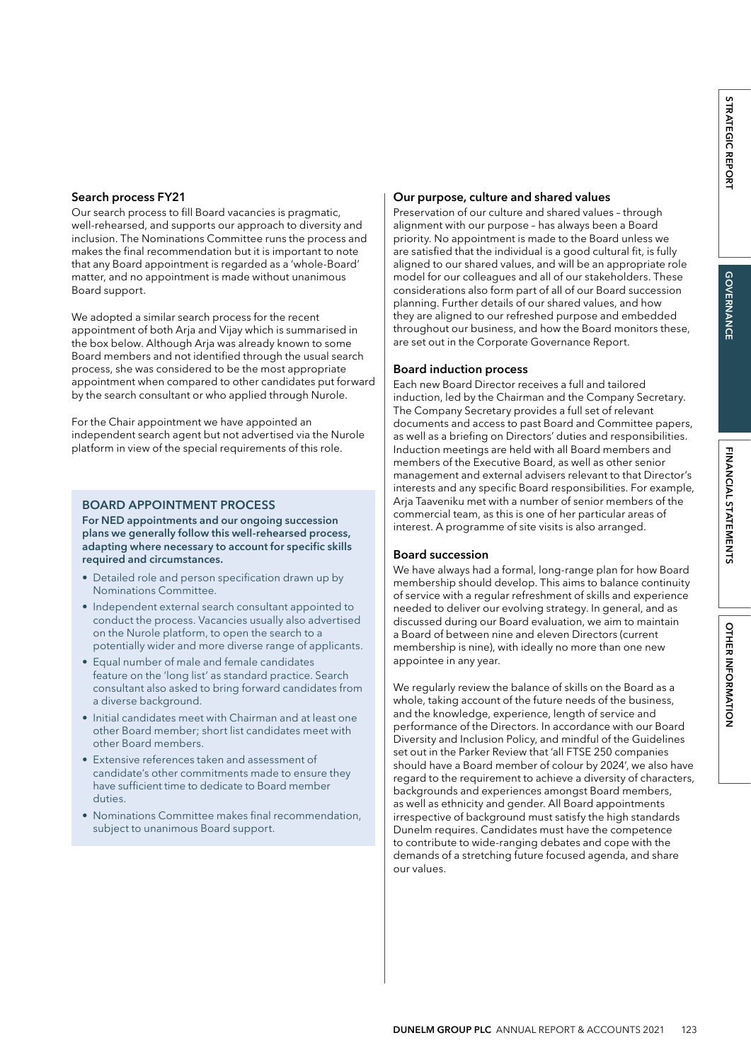### Search process FY21

Our search process to fill Board vacancies is pragmatic, well-rehearsed, and supports our approach to diversity and inclusion. The Nominations Committee runs the process and makes the final recommendation but it is important to note that any Board appointment is regarded as a 'whole-Board' matter, and no appointment is made without unanimous Board support.

We adopted a similar search process for the recent appointment of both Arja and Vijay which is summarised in the box below. Although Arja was already known to some Board members and not identified through the usual search process, she was considered to be the most appropriate appointment when compared to other candidates put forward by the search consultant or who applied through Nurole.

For the Chair appointment we have appointed an independent search agent but not advertised via the Nurole platform in view of the special requirements of this role.

#### BOARD APPOINTMENT PROCESS

**For NED appointments and our ongoing succession plans we generally follow this well-rehearsed process, adapting where necessary to account for specific skills required and circumstances.**

- Detailed role and person specification drawn up by Nominations Committee.
- Independent external search consultant appointed to conduct the process. Vacancies usually also advertised on the Nurole platform, to open the search to a potentially wider and more diverse range of applicants.
- Equal number of male and female candidates feature on the 'long list' as standard practice. Search consultant also asked to bring forward candidates from a diverse background.
- Initial candidates meet with Chairman and at least one other Board member; short list candidates meet with other Board members.
- Extensive references taken and assessment of candidate's other commitments made to ensure they have sufficient time to dedicate to Board member duties.
- Nominations Committee makes final recommendation, subject to unanimous Board support.

### Our purpose, culture and shared values

Preservation of our culture and shared values – through alignment with our purpose – has always been a Board priority. No appointment is made to the Board unless we are satisfied that the individual is a good cultural fit, is fully aligned to our shared values, and will be an appropriate role model for our colleagues and all of our stakeholders. These considerations also form part of all of our Board succession planning. Further details of our shared values, and how they are aligned to our refreshed purpose and embedded throughout our business, and how the Board monitors these, are set out in the Corporate Governance Report.

### Board induction process

Each new Board Director receives a full and tailored induction, led by the Chairman and the Company Secretary. The Company Secretary provides a full set of relevant documents and access to past Board and Committee papers, as well as a briefing on Directors' duties and responsibilities. Induction meetings are held with all Board members and members of the Executive Board, as well as other senior management and external advisers relevant to that Director's interests and any specific Board responsibilities. For example, Arja Taaveniku met with a number of senior members of the commercial team, as this is one of her particular areas of interest. A programme of site visits is also arranged.

### Board succession

We have always had a formal, long-range plan for how Board membership should develop. This aims to balance continuity of service with a regular refreshment of skills and experience needed to deliver our evolving strategy. In general, and as discussed during our Board evaluation, we aim to maintain a Board of between nine and eleven Directors (current membership is nine), with ideally no more than one new appointee in any year.

We regularly review the balance of skills on the Board as a whole, taking account of the future needs of the business, and the knowledge, experience, length of service and performance of the Directors. In accordance with our Board Diversity and Inclusion Policy, and mindful of the Guidelines set out in the Parker Review that 'all FTSE 250 companies should have a Board member of colour by 2024', we also have regard to the requirement to achieve a diversity of characters, backgrounds and experiences amongst Board members, as well as ethnicity and gender. All Board appointments irrespective of background must satisfy the high standards Dunelm requires. Candidates must have the competence to contribute to wide-ranging debates and cope with the demands of a stretching future focused agenda, and share our values.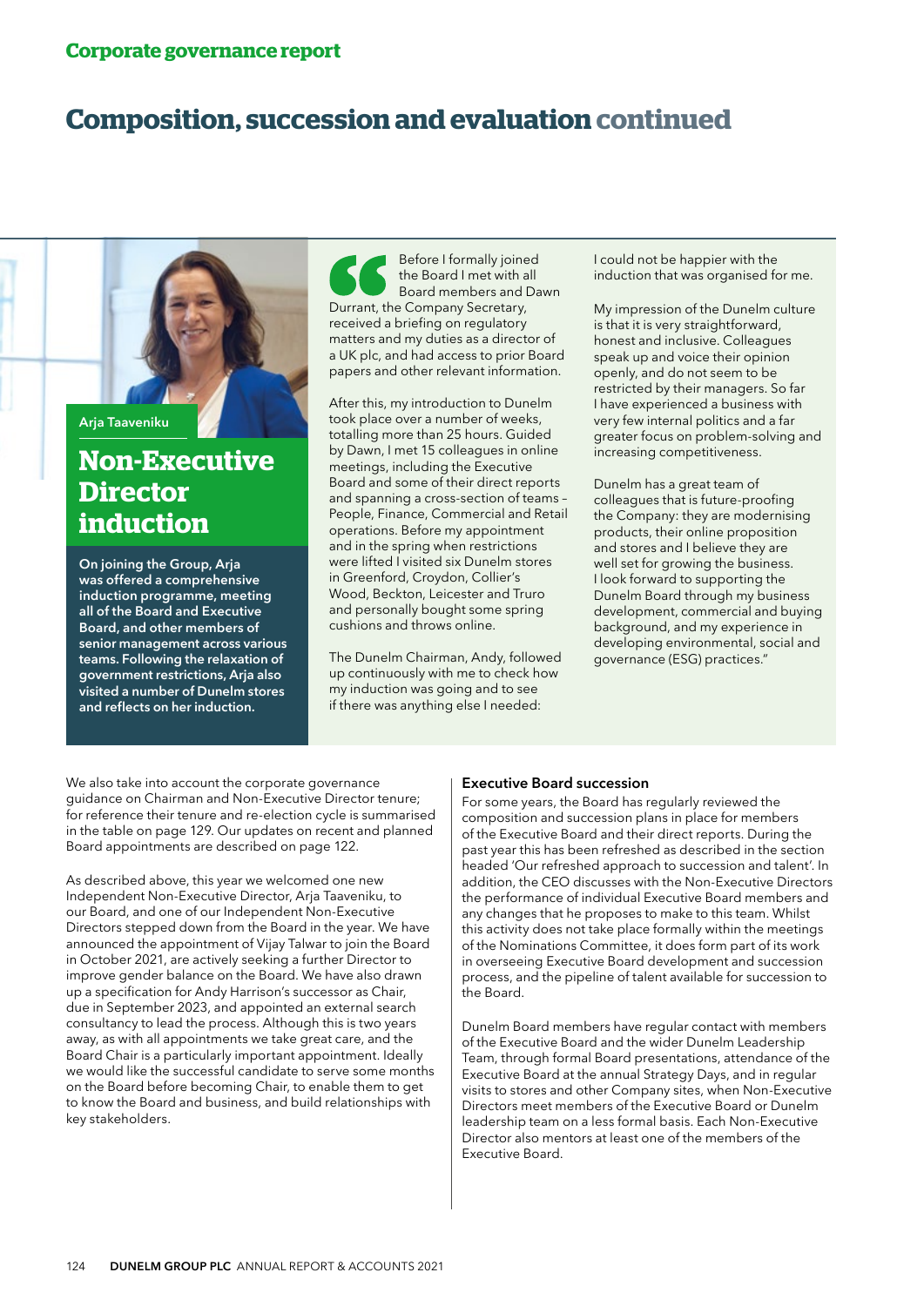# Corporate governance report

## Composition, succession and evaluation continued

Arja Taaveniku

### Non-Executive Director induction

**On joining the Group, Arja was offered a comprehensive induction programme, meeting all of the Board and Executive Board, and other members of senior management across various teams. Following the relaxation of government restrictions, Arja also visited a number of Dunelm stores and reflects on her induction.**

"Before I formally joined the Board I met with all Board members and Dawn Durrant, the Company Secretary, received a briefing on regulatory matters and my duties as a director of a UK plc, and had access to prior Board papers and other relevant information.

After this, my introduction to Dunelm took place over a number of weeks, totalling more than 25 hours. Guided by Dawn, I met 15 colleagues in online meetings, including the Executive Board and some of their direct reports and spanning a cross-section of teams – People, Finance, Commercial and Retail operations. Before my appointment and in the spring when restrictions were lifted I visited six Dunelm stores in Greenford, Croydon, Collier's Wood, Beckton, Leicester and Truro and personally bought some spring cushions and throws online.

The Dunelm Chairman, Andy, followed up continuously with me to check how my induction was going and to see if there was anything else I needed: I could not be happier with the induction that was organised for me.

My impression of the Dunelm culture is that it is very straightforward, honest and inclusive. Colleagues speak up and voice their opinion openly, and do not seem to be restricted by their managers. So far I have experienced a business with very few internal politics and a far greater focus on problem-solving and increasing competitiveness.

Dunelm has a great team of colleagues that is future-proofing the Company: they are modernising products, their online proposition and stores and I believe they are well set for growing the business. I look forward to supporting the Dunelm Board through my business development, commercial and buying background, and my experience in developing environmental, social and governance (ESG) practices."

We also take into account the corporate governance guidance on Chairman and Non-Executive Director tenure; for reference their tenure and re-election cycle is summarised in the table on page 129. Our updates on recent and planned Board appointments are described on page 122.

As described above, this year we welcomed one new Independent Non-Executive Director, Arja Taaveniku, to our Board, and one of our Independent Non-Executive Directors stepped down from the Board in the year. We have announced the appointment of Vijay Talwar to join the Board in October 2021, are actively seeking a further Director to improve gender balance on the Board. We have also drawn up a specification for Andy Harrison's successor as Chair, due in September 2023, and appointed an external search consultancy to lead the process. Although this is two years away, as with all appointments we take great care, and the Board Chair is a particularly important appointment. Ideally we would like the successful candidate to serve some months on the Board before becoming Chair, to enable them to get to know the Board and business, and build relationships with key stakeholders.

### Executive Board succession

For some years, the Board has regularly reviewed the composition and succession plans in place for members of the Executive Board and their direct reports. During the past year this has been refreshed as described in the section headed 'Our refreshed approach to succession and talent'. In addition, the CEO discusses with the Non-Executive Directors the performance of individual Executive Board members and any changes that he proposes to make to this team. Whilst this activity does not take place formally within the meetings of the Nominations Committee, it does form part of its work in overseeing Executive Board development and succession process, and the pipeline of talent available for succession to the Board.

Dunelm Board members have regular contact with members of the Executive Board and the wider Dunelm Leadership Team, through formal Board presentations, attendance of the Executive Board at the annual Strategy Days, and in regular visits to stores and other Company sites, when Non-Executive Directors meet members of the Executive Board or Dunelm leadership team on a less formal basis. Each Non-Executive Director also mentors at least one of the members of the Executive Board.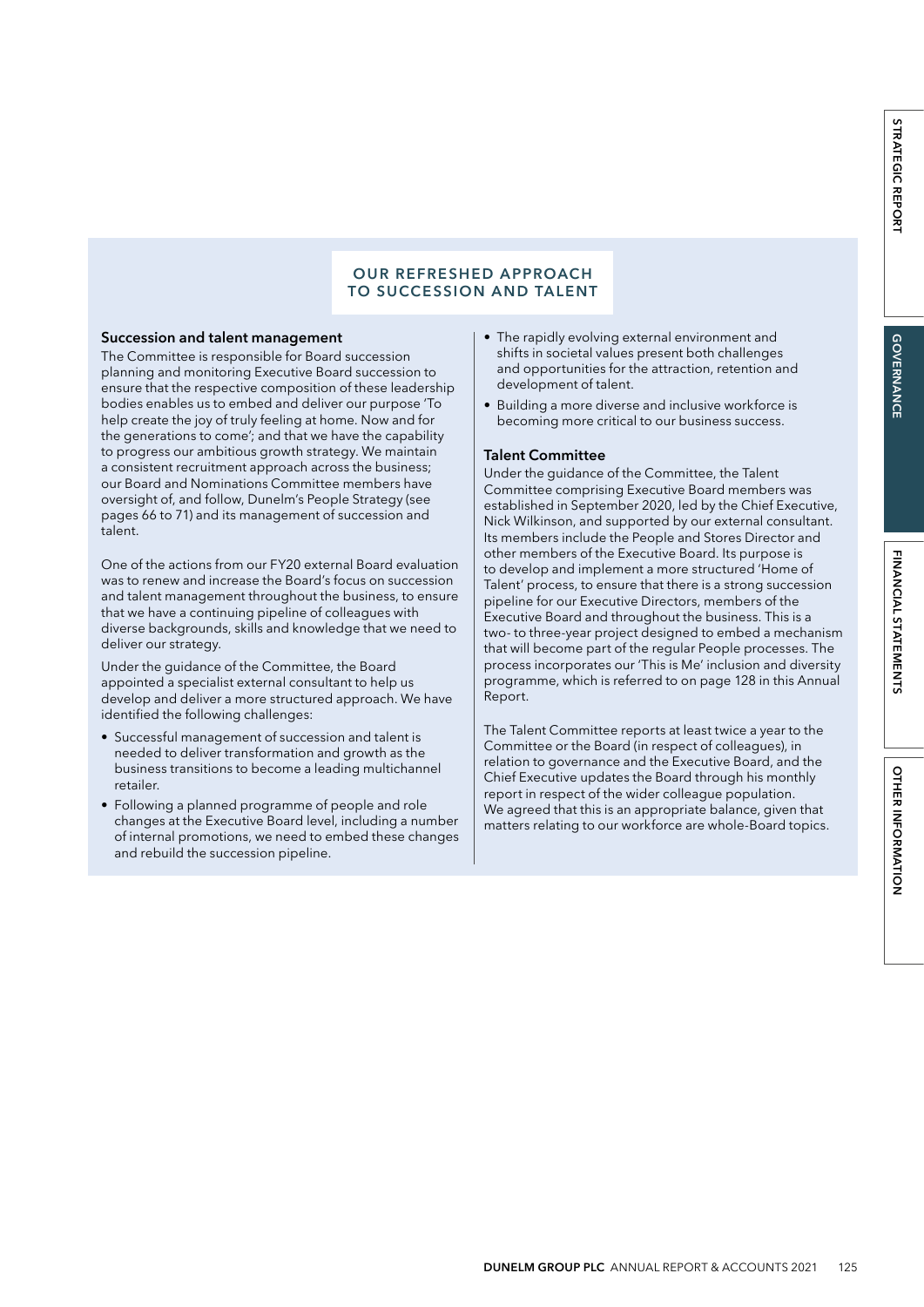## OUR REFRESHED APPROACH TO SUCCESSION AND TALENT

### Succession and talent management

The Committee is responsible for Board succession planning and monitoring Executive Board succession to ensure that the respective composition of these leadership bodies enables us to embed and deliver our purpose 'To help create the joy of truly feeling at home. Now and for the generations to come'; and that we have the capability to progress our ambitious growth strategy. We maintain a consistent recruitment approach across the business; our Board and Nominations Committee members have oversight of, and follow, Dunelm's People Strategy (see pages 66 to 71) and its management of succession and talent.

One of the actions from our FY20 external Board evaluation was to renew and increase the Board's focus on succession and talent management throughout the business, to ensure that we have a continuing pipeline of colleagues with diverse backgrounds, skills and knowledge that we need to deliver our strategy.

Under the guidance of the Committee, the Board appointed a specialist external consultant to help us develop and deliver a more structured approach. We have identified the following challenges:

- Successful management of succession and talent is needed to deliver transformation and growth as the business transitions to become a leading multichannel retailer.
- Following a planned programme of people and role changes at the Executive Board level, including a number of internal promotions, we need to embed these changes and rebuild the succession pipeline.
- The rapidly evolving external environment and shifts in societal values present both challenges and opportunities for the attraction, retention and development of talent.
- Building a more diverse and inclusive workforce is becoming more critical to our business success.

### Talent Committee

Under the guidance of the Committee, the Talent Committee comprising Executive Board members was established in September 2020, led by the Chief Executive, Nick Wilkinson, and supported by our external consultant. Its members include the People and Stores Director and other members of the Executive Board. Its purpose is to develop and implement a more structured 'Home of Talent' process, to ensure that there is a strong succession pipeline for our Executive Directors, members of the Executive Board and throughout the business. This is a two- to three-year project designed to embed a mechanism that will become part of the regular People processes. The process incorporates our 'This is Me' inclusion and diversity programme, which is referred to on page 128 in this Annual Report.

The Talent Committee reports at least twice a year to the Committee or the Board (in respect of colleagues), in relation to governance and the Executive Board, and the Chief Executive updates the Board through his monthly report in respect of the wider colleague population. We agreed that this is an appropriate balance, given that matters relating to our workforce are whole-Board topics.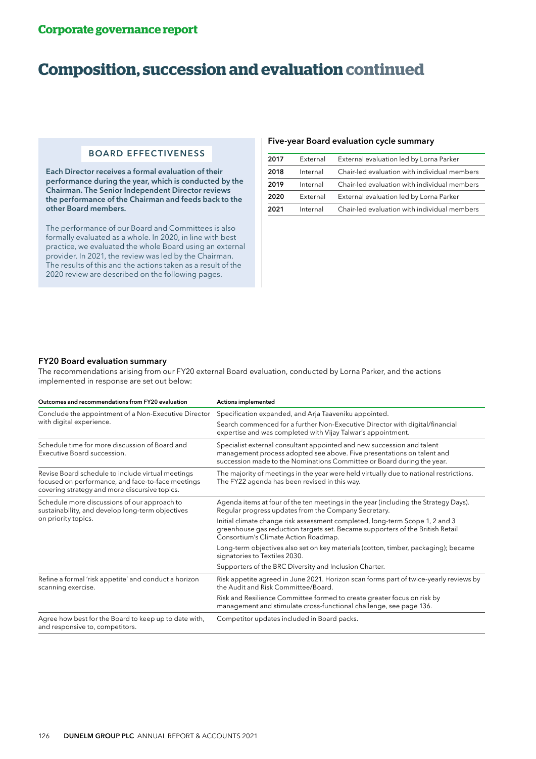## Corporate governance report

# Composition, succession and evaluation continued

### BOARD EFFECTIVENESS

**Each Director receives a formal evaluation of their performance during the year, which is conducted by the Chairman. The Senior Independent Director reviews the performance of the Chairman and feeds back to the other Board members.**

The performance of our Board and Committees is also formally evaluated as a whole. In 2020, in line with best practice, we evaluated the whole Board using an external provider. In 2021, the review was led by the Chairman. The results of this and the actions taken as a result of the 2020 review are described on the following pages.

### Five-year Board evaluation cycle summary

| Year | Type | Description |
|---|---|---|
| 2017 | External | External evaluation led by Lorna Parker |
| 2018 | Internal | Chair-led evaluation with individual members |
| 2019 | Internal | Chair-led evaluation with individual members |
| 2020 | External | External evaluation led by Lorna Parker |
| 2021 | Internal | Chair-led evaluation with individual members |

### FY20 Board evaluation summary

The recommendations arising from our FY20 external Board evaluation, conducted by Lorna Parker, and the actions implemented in response are set out below:

| Outcomes and recommendations from FY20 evaluation | Actions implemented |
|---|---|
| Conclude the appointment of a Non-Executive Director with digital experience. | Specification expanded, and Arja Taaveniku appointed.<br>Search commenced for a further Non-Executive Director with digital/financial expertise and was completed with Vijay Talwar's appointment. |
| Schedule time for more discussion of Board and Executive Board succession. | Specialist external consultant appointed and new succession and talent management process adopted see above. Five presentations on talent and succession made to the Nominations Committee or Board during the year. |
| Revise Board schedule to include virtual meetings focused on performance, and face-to-face meetings covering strategy and more discursive topics. | The majority of meetings in the year were held virtually due to national restrictions. The FY22 agenda has been revised in this way. |
| Schedule more discussions of our approach to sustainability, and develop long-term objectives on priority topics. | Agenda items at four of the ten meetings in the year (including the Strategy Days). Regular progress updates from the Company Secretary.<br>Initial climate change risk assessment completed, long-term Scope 1, 2 and 3 greenhouse gas reduction targets set. Became supporters of the British Retail Consortium's Climate Action Roadmap.<br>Long-term objectives also set on key materials (cotton, timber, packaging); became signatories to Textiles 2030.<br>Supporters of the BRC Diversity and Inclusion Charter. |
| Refine a formal 'risk appetite' and conduct a horizon scanning exercise. | Risk appetite agreed in June 2021. Horizon scan forms part of twice-yearly reviews by the Audit and Risk Committee/Board.<br>Risk and Resilience Committee formed to create greater focus on risk by management and stimulate cross-functional challenge, see page 136. |
| Agree how best for the Board to keep up to date with, and responsive to, competitors. | Competitor updates included in Board packs. |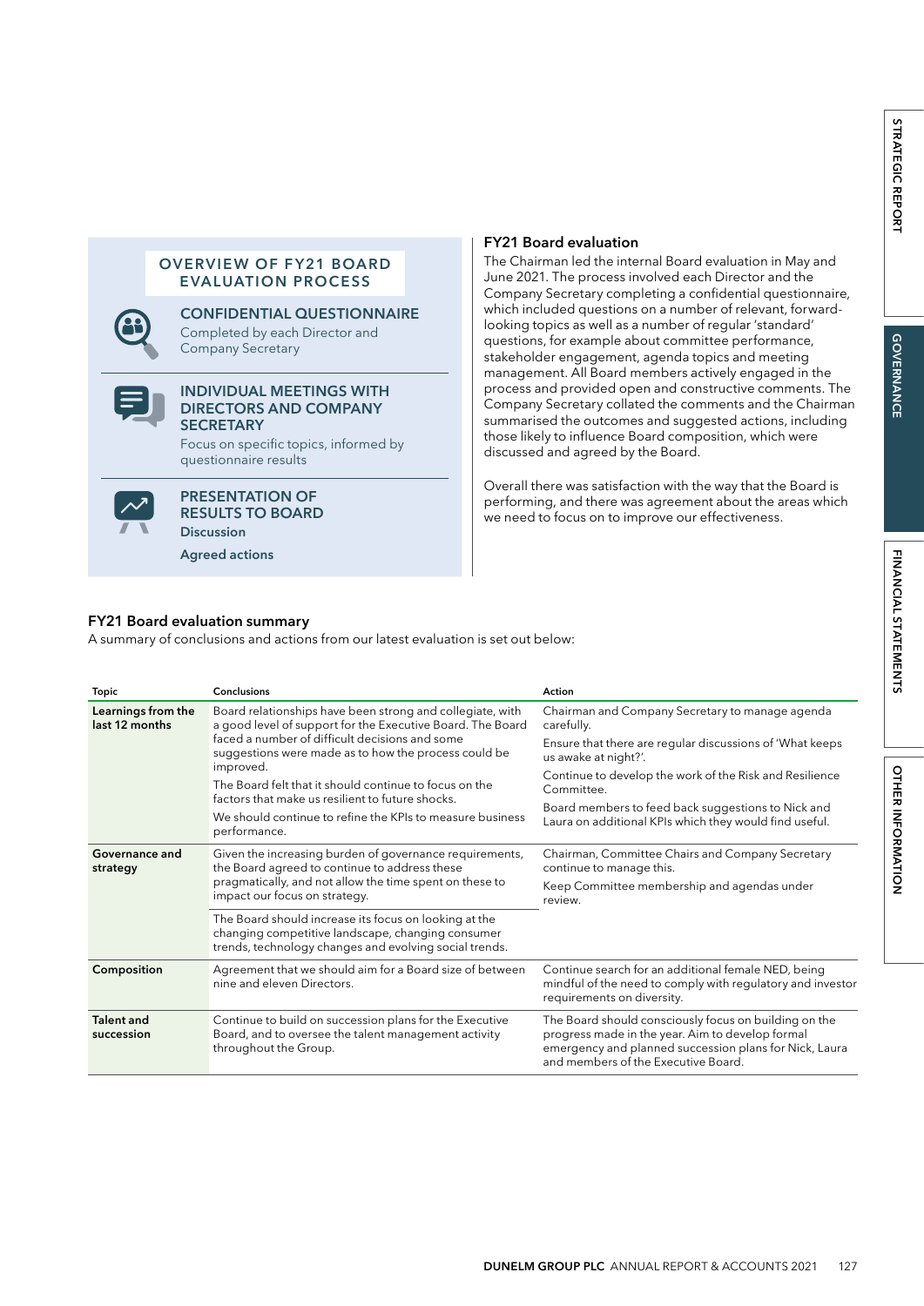## OVERVIEW OF FY21 BOARD EVALUATION PROCESS

### CONFIDENTIAL QUESTIONNAIRE

Completed by each Director and Company Secretary

### INDIVIDUAL MEETINGS WITH DIRECTORS AND COMPANY SECRETARY

Focus on specific topics, informed by questionnaire results

### PRESENTATION OF RESULTS TO BOARD

**Discussion**

**Agreed actions**

## FY21 Board evaluation

The Chairman led the internal Board evaluation in May and June 2021. The process involved each Director and the Company Secretary completing a confidential questionnaire, which included questions on a number of relevant, forward-looking topics as well as a number of regular 'standard' questions, for example about committee performance, stakeholder engagement, agenda topics and meeting management. All Board members actively engaged in the process and provided open and constructive comments. The Company Secretary collated the comments and the Chairman summarised the outcomes and suggested actions, including those likely to influence Board composition, which were discussed and agreed by the Board.

Overall there was satisfaction with the way that the Board is performing, and there was agreement about the areas which we need to focus on to improve our effectiveness.

## FY21 Board evaluation summary

A summary of conclusions and actions from our latest evaluation is set out below:

| Topic | Conclusions | Action |
|---|---|---|
| **Learnings from the last 12 months** | Board relationships have been strong and collegiate, with a good level of support for the Executive Board. The Board faced a number of difficult decisions and some suggestions were made as to how the process could be improved.<br>The Board felt that it should continue to focus on the factors that make us resilient to future shocks.<br>We should continue to refine the KPIs to measure business performance. | Chairman and Company Secretary to manage agenda carefully.<br>Ensure that there are regular discussions of 'What keeps us awake at night?'.<br>Continue to develop the work of the Risk and Resilience Committee.<br>Board members to feed back suggestions to Nick and Laura on additional KPIs which they would find useful. |
| **Governance and strategy** | Given the increasing burden of governance requirements, the Board agreed to continue to address these pragmatically, and not allow the time spent on these to impact our focus on strategy.<br>The Board should increase its focus on looking at the changing competitive landscape, changing consumer trends, technology changes and evolving social trends. | Chairman, Committee Chairs and Company Secretary continue to manage this.<br>Keep Committee membership and agendas under review. |
| **Composition** | Agreement that we should aim for a Board size of between nine and eleven Directors. | Continue search for an additional female NED, being mindful of the need to comply with regulatory and investor requirements on diversity. |
| **Talent and succession** | Continue to build on succession plans for the Executive Board, and to oversee the talent management activity throughout the Group. | The Board should consciously focus on building on the progress made in the year. Aim to develop formal emergency and planned succession plans for Nick, Laura and members of the Executive Board. |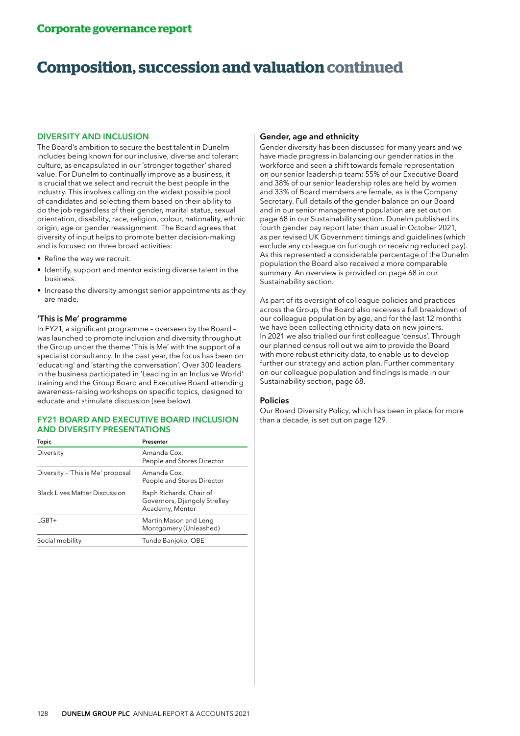## Corporate governance report

# Composition, succession and valuation continued

### DIVERSITY AND INCLUSION

The Board's ambition to secure the best talent in Dunelm includes being known for our inclusive, diverse and tolerant culture, as encapsulated in our 'stronger together' shared value. For Dunelm to continually improve as a business, it is crucial that we select and recruit the best people in the industry. This involves calling on the widest possible pool of candidates and selecting them based on their ability to do the job regardless of their gender, marital status, sexual orientation, disability, race, religion, colour, nationality, ethnic origin, age or gender reassignment. The Board agrees that diversity of input helps to promote better decision-making and is focused on three broad activities:

- Refine the way we recruit.
- Identify, support and mentor existing diverse talent in the business.
- Increase the diversity amongst senior appointments as they are made.

#### 'This is Me' programme

In FY21, a significant programme – overseen by the Board – was launched to promote inclusion and diversity throughout the Group under the theme 'This is Me' with the support of a specialist consultancy. In the past year, the focus has been on 'educating' and 'starting the conversation'. Over 300 leaders in the business participated in 'Leading in an Inclusive World' training and the Group Board and Executive Board attending awareness-raising workshops on specific topics, designed to educate and stimulate discussion (see below).

### FY21 BOARD AND EXECUTIVE BOARD INCLUSION AND DIVERSITY PRESENTATIONS

| Topic | Presenter |
|---|---|
| Diversity | Amanda Cox, People and Stores Director |
| Diversity – 'This is Me' proposal | Amanda Cox, People and Stores Director |
| Black Lives Matter Discussion | Raph Richards, Chair of Governors, Djangoly Strelley Academy, Mentor |
| LGBT+ | Martin Mason and Leng Montgomery (Unleashed) |
| Social mobility | Tunde Banjoko, OBE |

#### Gender, age and ethnicity

Gender diversity has been discussed for many years and we have made progress in balancing our gender ratios in the workforce and seen a shift towards female representation on our senior leadership team: 55% of our Executive Board and 38% of our senior leadership roles are held by women and 33% of Board members are female, as is the Company Secretary. Full details of the gender balance on our Board and in our senior management population are set out on page 68 in our Sustainability section. Dunelm published its fourth gender pay report later than usual in October 2021, as per revised UK Government timings and guidelines (which exclude any colleague on furlough or receiving reduced pay). As this represented a considerable percentage of the Dunelm population the Board also received a more comparable summary. An overview is provided on page 68 in our Sustainability section.

As part of its oversight of colleague policies and practices across the Group, the Board also receives a full breakdown of our colleague population by age, and for the last 12 months we have been collecting ethnicity data on new joiners. In 2021 we also trialled our first colleague 'census'. Through our planned census roll out we aim to provide the Board with more robust ethnicity data, to enable us to develop further our strategy and action plan. Further commentary on our colleague population and findings is made in our Sustainability section, page 68.

#### Policies

Our Board Diversity Policy, which has been in place for more than a decade, is set out on page 129.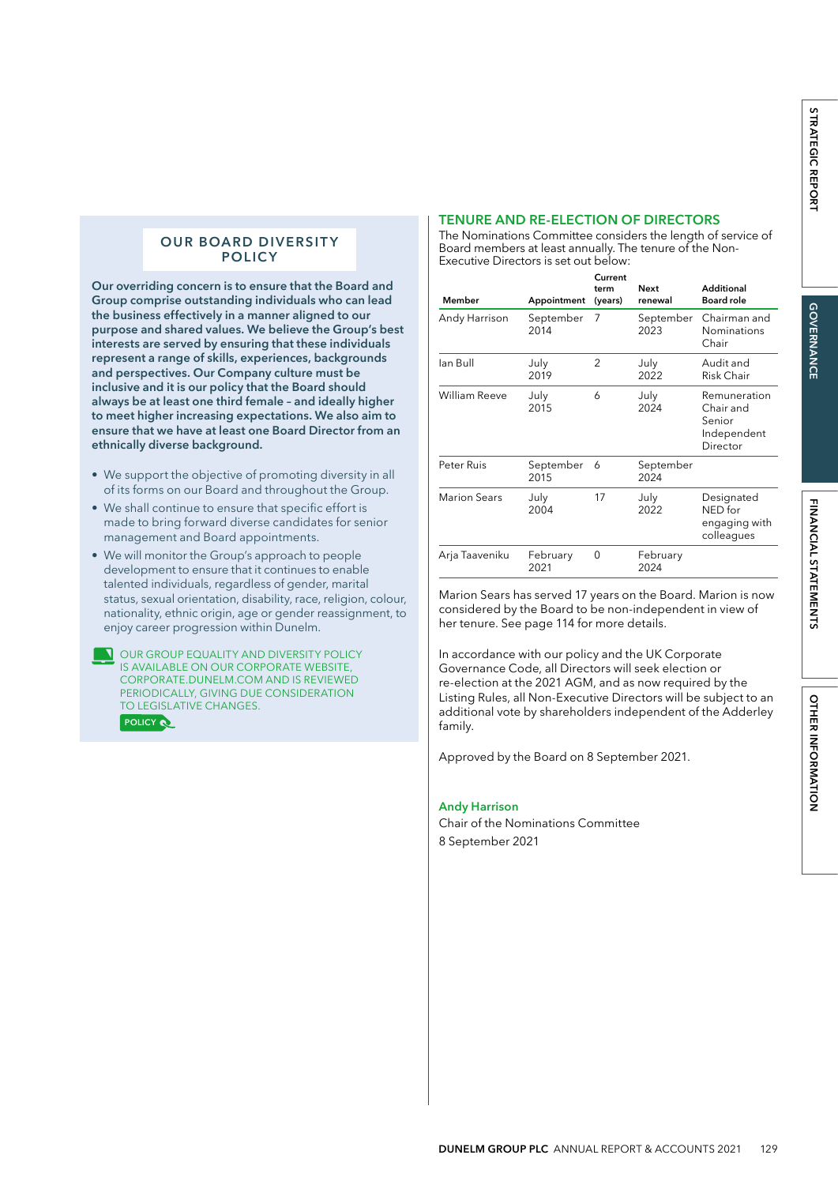## OUR BOARD DIVERSITY POLICY

**Our overriding concern is to ensure that the Board and Group comprise outstanding individuals who can lead the business effectively in a manner aligned to our purpose and shared values. We believe the Group's best interests are served by ensuring that these individuals represent a range of skills, experiences, backgrounds and perspectives. Our Company culture must be inclusive and it is our policy that the Board should always be at least one third female – and ideally higher to meet higher increasing expectations. We also aim to ensure that we have at least one Board Director from an ethnically diverse background.**

- We support the objective of promoting diversity in all of its forms on our Board and throughout the Group.
- We shall continue to ensure that specific effort is made to bring forward diverse candidates for senior management and Board appointments.
- We will monitor the Group's approach to people development to ensure that it continues to enable talented individuals, regardless of gender, marital status, sexual orientation, disability, race, religion, colour, nationality, ethnic origin, age or gender reassignment, to enjoy career progression within Dunelm.

OUR GROUP EQUALITY AND DIVERSITY POLICY IS AVAILABLE ON OUR CORPORATE WEBSITE, CORPORATE.DUNELM.COM AND IS REVIEWED PERIODICALLY, GIVING DUE CONSIDERATION TO LEGISLATIVE CHANGES.

POLICY

## TENURE AND RE-ELECTION OF DIRECTORS

The Nominations Committee considers the length of service of Board members at least annually. The tenure of the Non-Executive Directors is set out below:

| Member | Appointment | Current term (years) | Next renewal | Additional Board role |
|---|---|---|---|---|
| Andy Harrison | September 2014 | 7 | September 2023 | Chairman and Nominations Chair |
| Ian Bull | July 2019 | 2 | July 2022 | Audit and Risk Chair |
| William Reeve | July 2015 | 6 | July 2024 | Remuneration Chair and Senior Independent Director |
| Peter Ruis | September 2015 | 6 | September 2024 | |
| Marion Sears | July 2004 | 17 | July 2022 | Designated NED for engaging with colleagues |
| Arja Taaveniku | February 2021 | 0 | February 2024 | |

Marion Sears has served 17 years on the Board. Marion is now considered by the Board to be non-independent in view of her tenure. See page 114 for more details.

In accordance with our policy and the UK Corporate Governance Code, all Directors will seek election or re-election at the 2021 AGM, and as now required by the Listing Rules, all Non-Executive Directors will be subject to an additional vote by shareholders independent of the Adderley family.

Approved by the Board on 8 September 2021.

**Andy Harrison**
Chair of the Nominations Committee
8 September 2021